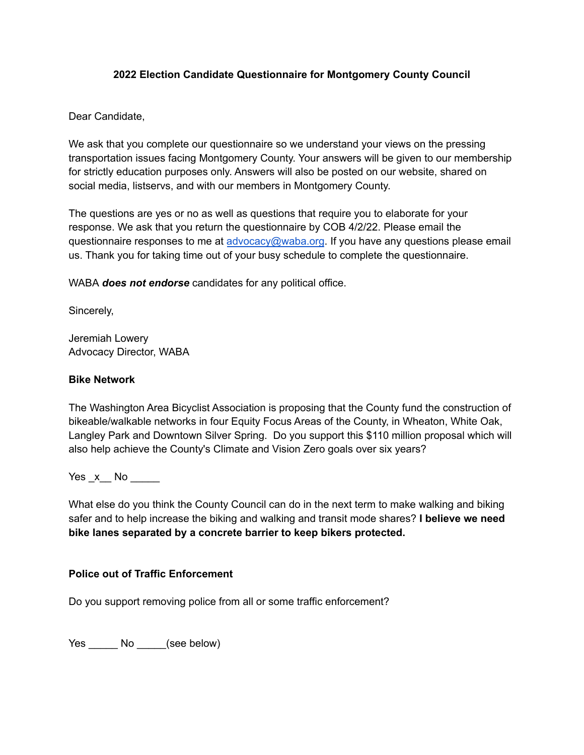**2022 Election Candidate Questionnaire for Montgomery County Council**

Dear Candidate,

We ask that you complete our questionnaire so we understand your views on the pressing transportation issues facing Montgomery County. Your answers will be given to our membership for strictly education purposes only. Answers will also be posted on our website, shared on social media, listservs, and with our members in Montgomery County.

The questions are yes or no as well as questions that require you to elaborate for your response. We ask that you return the questionnaire by COB 4/2/22. Please email the questionnaire responses to me at [advocacy@waba.org](mailto:advocacy@waba.org). If you have any questions please email us. Thank you for taking time out of your busy schedule to complete the questionnaire.

WABA ***does not endorse*** candidates for any political office.

Sincerely,

Jeremiah Lowery
Advocacy Director, WABA

**Bike Network**

The Washington Area Bicyclist Association is proposing that the County fund the construction of bikeable/walkable networks in four Equity Focus Areas of the County, in Wheaton, White Oak, Langley Park and Downtown Silver Spring. Do you support this $110 million proposal which will also help achieve the County's Climate and Vision Zero goals over six years?

Yes _x__ No _____

What else do you think the County Council can do in the next term to make walking and biking safer and to help increase the biking and walking and transit mode shares? **I believe we need bike lanes separated by a concrete barrier to keep bikers protected.**

**Police out of Traffic Enforcement**

Do you support removing police from all or some traffic enforcement?

Yes _____ No _____(see below)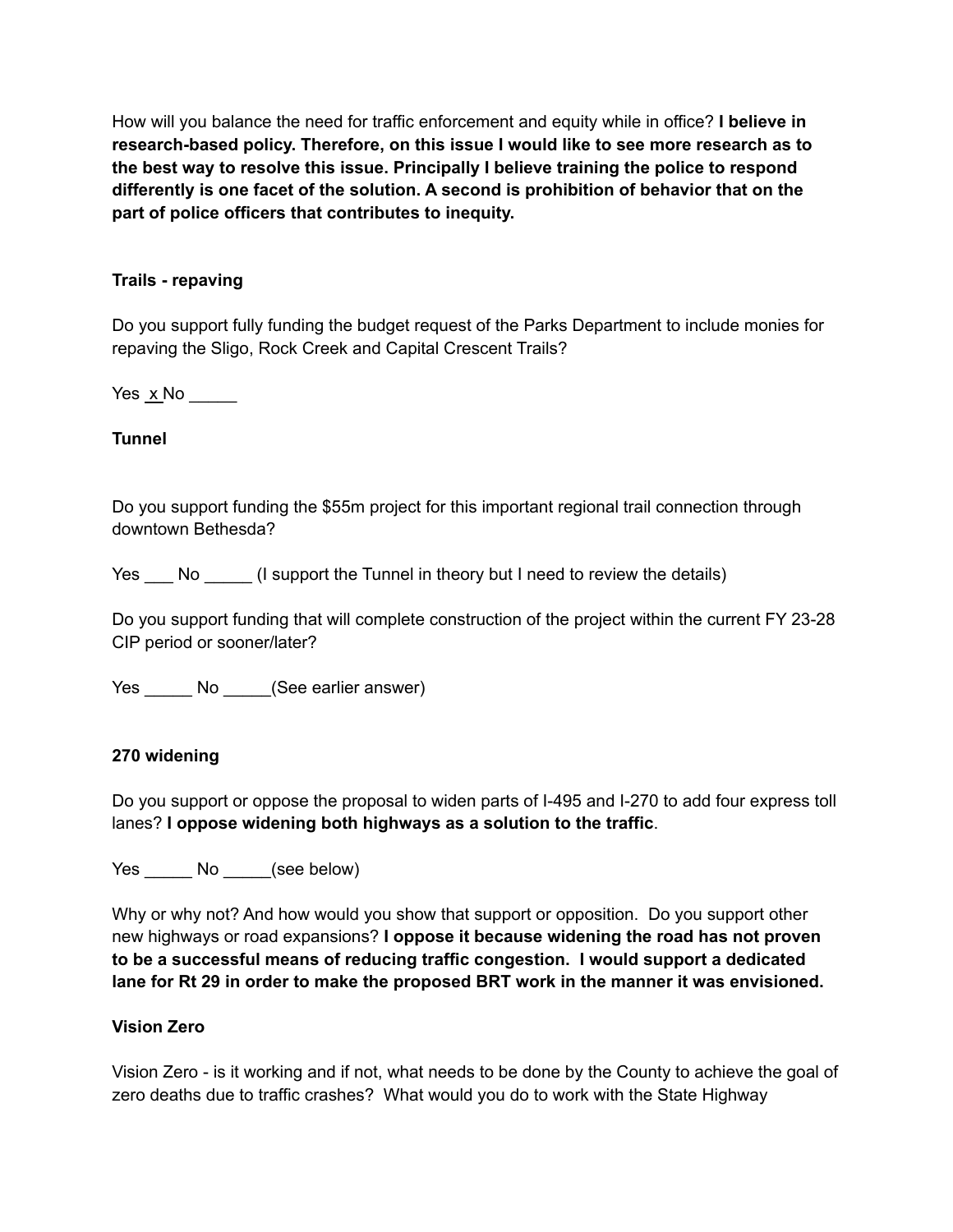How will you balance the need for traffic enforcement and equity while in office? **I believe in research-based policy. Therefore, on this issue I would like to see more research as to the best way to resolve this issue. Principally I believe training the police to respond differently is one facet of the solution. A second is prohibition of behavior that on the part of police officers that contributes to inequity.**

**Trails - repaving**

Do you support fully funding the budget request of the Parks Department to include monies for repaving the Sligo, Rock Creek and Capital Crescent Trails?

Yes _x_ No _____

**Tunnel**

Do you support funding the $55m project for this important regional trail connection through downtown Bethesda?

Yes ___ No _____ (I support the Tunnel in theory but I need to review the details)

Do you support funding that will complete construction of the project within the current FY 23-28 CIP period or sooner/later?

Yes _____ No _____(See earlier answer)

**270 widening**

Do you support or oppose the proposal to widen parts of I-495 and I-270 to add four express toll lanes? **I oppose widening both highways as a solution to the traffic**.

Yes _____ No _____(see below)

Why or why not? And how would you show that support or opposition. Do you support other new highways or road expansions? **I oppose it because widening the road has not proven to be a successful means of reducing traffic congestion. I would support a dedicated lane for Rt 29 in order to make the proposed BRT work in the manner it was envisioned.**

**Vision Zero**

Vision Zero - is it working and if not, what needs to be done by the County to achieve the goal of zero deaths due to traffic crashes? What would you do to work with the State Highway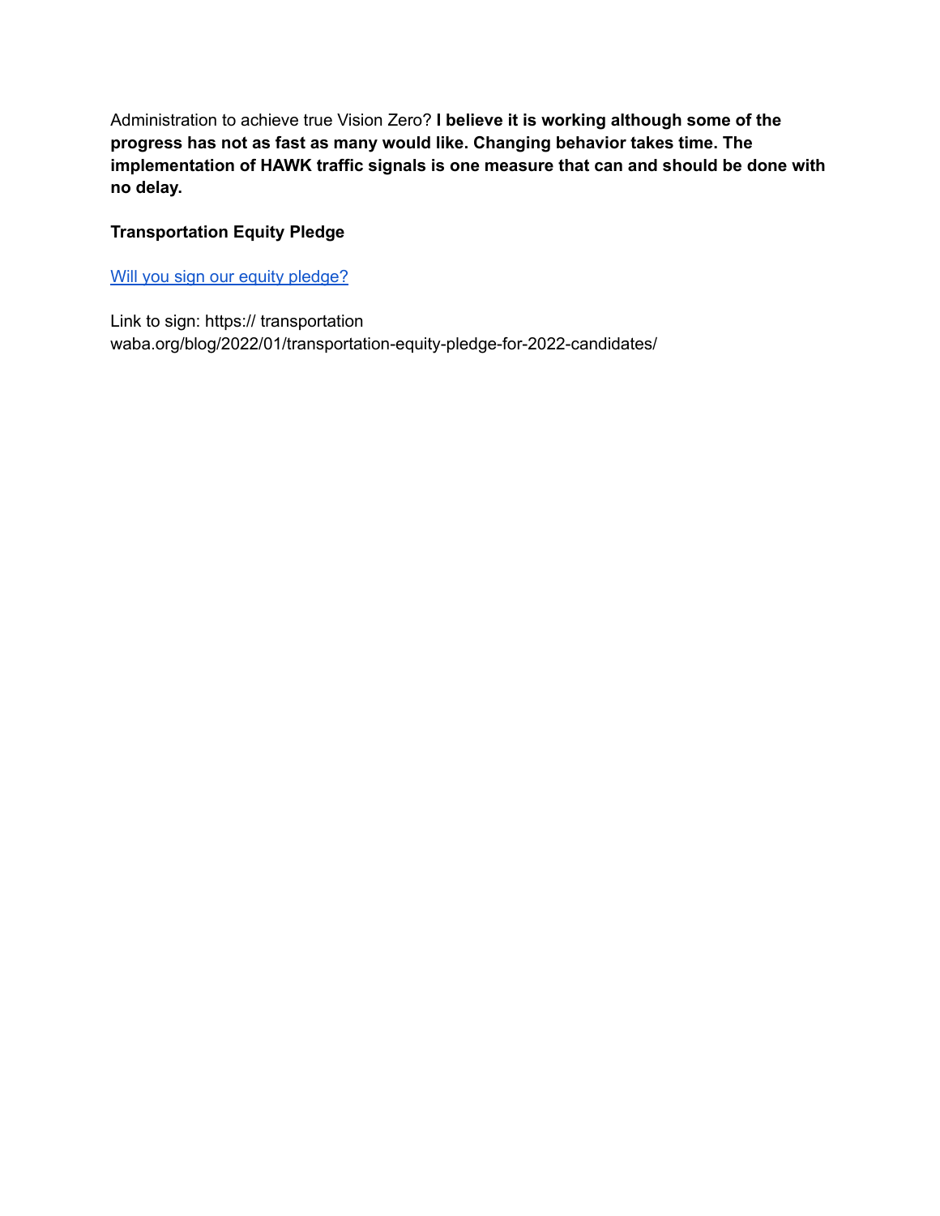Administration to achieve true Vision Zero? **I believe it is working although some of the progress has not as fast as many would like. Changing behavior takes time. The implementation of HAWK traffic signals is one measure that can and should be done with no delay.**

**Transportation Equity Pledge**

[Will you sign our equity pledge?](https://waba.org/blog/2022/01/transportation-equity-pledge-for-2022-candidates/)

Link to sign: https:// transportation
waba.org/blog/2022/01/transportation-equity-pledge-for-2022-candidates/